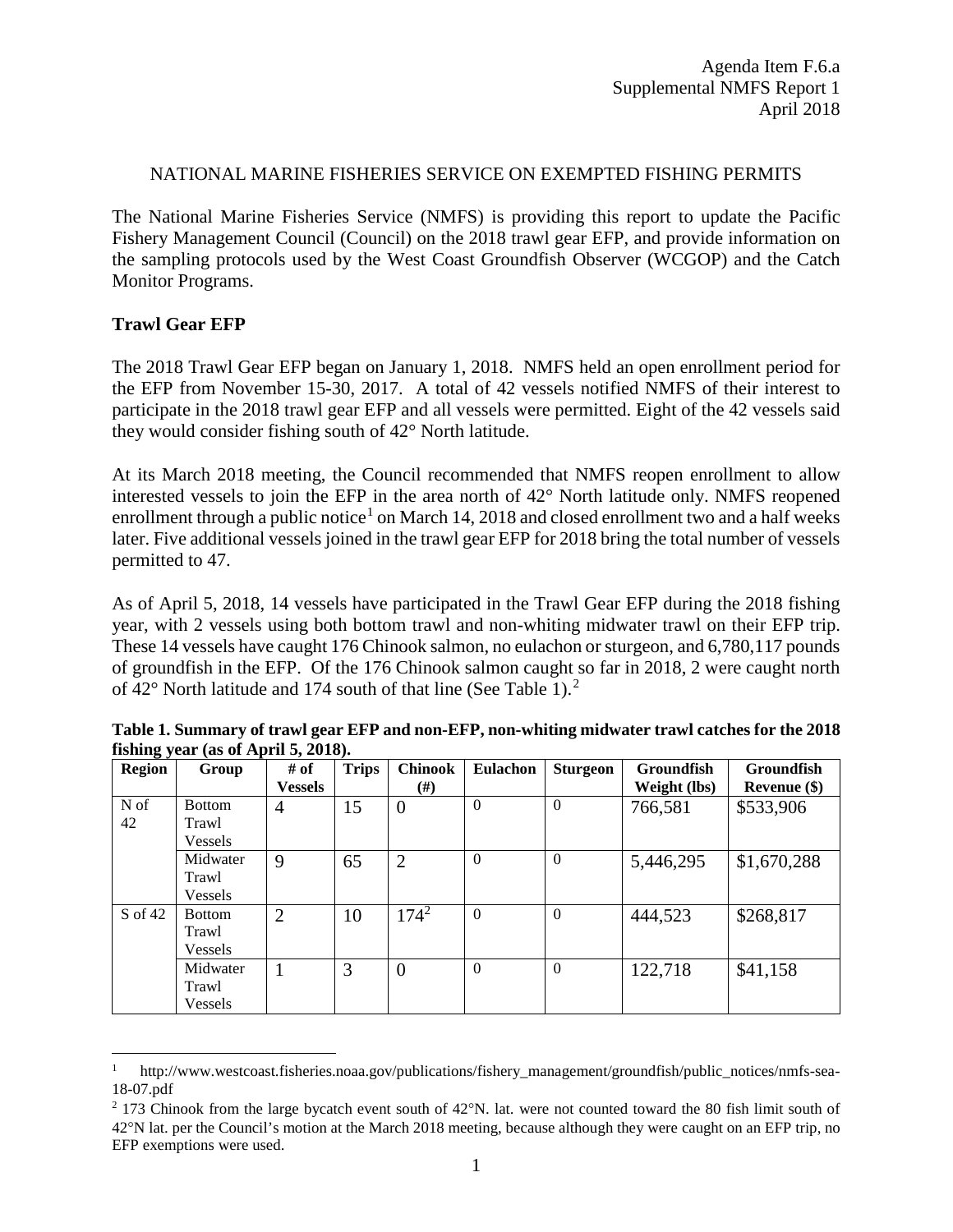Agenda Item F.6.a
Supplemental NMFS Report 1
April 2018

NATIONAL MARINE FISHERIES SERVICE ON EXEMPTED FISHING PERMITS

The National Marine Fisheries Service (NMFS) is providing this report to update the Pacific Fishery Management Council (Council) on the 2018 trawl gear EFP, and provide information on the sampling protocols used by the West Coast Groundfish Observer (WCGOP) and the Catch Monitor Programs.

## Trawl Gear EFP

The 2018 Trawl Gear EFP began on January 1, 2018. NMFS held an open enrollment period for the EFP from November 15-30, 2017. A total of 42 vessels notified NMFS of their interest to participate in the 2018 trawl gear EFP and all vessels were permitted. Eight of the 42 vessels said they would consider fishing south of 42° North latitude.

At its March 2018 meeting, the Council recommended that NMFS reopen enrollment to allow interested vessels to join the EFP in the area north of 42° North latitude only. NMFS reopened enrollment through a public notice[1] on March 14, 2018 and closed enrollment two and a half weeks later. Five additional vessels joined in the trawl gear EFP for 2018 bring the total number of vessels permitted to 47.

As of April 5, 2018, 14 vessels have participated in the Trawl Gear EFP during the 2018 fishing year, with 2 vessels using both bottom trawl and non-whiting midwater trawl on their EFP trip. These 14 vessels have caught 176 Chinook salmon, no eulachon or sturgeon, and 6,780,117 pounds of groundfish in the EFP. Of the 176 Chinook salmon caught so far in 2018, 2 were caught north of 42° North latitude and 174 south of that line (See Table 1).[2]

**Table 1. Summary of trawl gear EFP and non-EFP, non-whiting midwater trawl catches for the 2018 fishing year (as of April 5, 2018).**

| Region | Group | # of Vessels | Trips | Chinook (#) | Eulachon | Sturgeon | Groundfish Weight (lbs) | Groundfish Revenue ($) |
|---|---|---|---|---|---|---|---|---|
| N of 42 | Bottom Trawl Vessels | 4 | 15 | 0 | 0 | 0 | 766,581 | $533,906 |
| | Midwater Trawl Vessels | 9 | 65 | 2 | 0 | 0 | 5,446,295 | $1,670,288 |
| S of 42 | Bottom Trawl Vessels | 2 | 10 | 174[2] | 0 | 0 | 444,523 | $268,817 |
| | Midwater Trawl Vessels | 1 | 3 | 0 | 0 | 0 | 122,718 | $41,158 |

[1] http://www.westcoast.fisheries.noaa.gov/publications/fishery_management/groundfish/public_notices/nmfs-sea-18-07.pdf

[2] 173 Chinook from the large bycatch event south of 42°N. lat. were not counted toward the 80 fish limit south of 42°N lat. per the Council's motion at the March 2018 meeting, because although they were caught on an EFP trip, no EFP exemptions were used.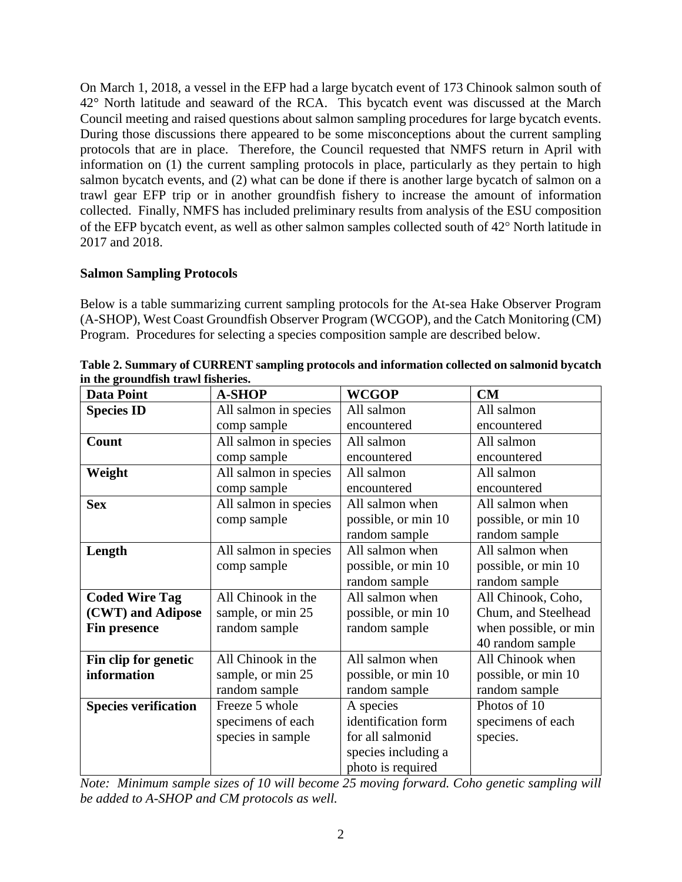On March 1, 2018, a vessel in the EFP had a large bycatch event of 173 Chinook salmon south of 42° North latitude and seaward of the RCA. This bycatch event was discussed at the March Council meeting and raised questions about salmon sampling procedures for large bycatch events. During those discussions there appeared to be some misconceptions about the current sampling protocols that are in place. Therefore, the Council requested that NMFS return in April with information on (1) the current sampling protocols in place, particularly as they pertain to high salmon bycatch events, and (2) what can be done if there is another large bycatch of salmon on a trawl gear EFP trip or in another groundfish fishery to increase the amount of information collected. Finally, NMFS has included preliminary results from analysis of the ESU composition of the EFP bycatch event, as well as other salmon samples collected south of 42° North latitude in 2017 and 2018.

## Salmon Sampling Protocols

Below is a table summarizing current sampling protocols for the At-sea Hake Observer Program (A-SHOP), West Coast Groundfish Observer Program (WCGOP), and the Catch Monitoring (CM) Program. Procedures for selecting a species composition sample are described below.

**Table 2. Summary of CURRENT sampling protocols and information collected on salmonid bycatch in the groundfish trawl fisheries.**

| Data Point | A-SHOP | WCGOP | CM |
|---|---|---|---|
| **Species ID** | All salmon in species comp sample | All salmon encountered | All salmon encountered |
| **Count** | All salmon in species comp sample | All salmon encountered | All salmon encountered |
| **Weight** | All salmon in species comp sample | All salmon encountered | All salmon encountered |
| **Sex** | All salmon in species comp sample | All salmon when possible, or min 10 random sample | All salmon when possible, or min 10 random sample |
| **Length** | All salmon in species comp sample | All salmon when possible, or min 10 random sample | All salmon when possible, or min 10 random sample |
| **Coded Wire Tag (CWT) and Adipose Fin presence** | All Chinook in the sample, or min 25 random sample | All salmon when possible, or min 10 random sample | All Chinook, Coho, Chum, and Steelhead when possible, or min 40 random sample |
| **Fin clip for genetic information** | All Chinook in the sample, or min 25 random sample | All salmon when possible, or min 10 random sample | All Chinook when possible, or min 10 random sample |
| **Species verification** | Freeze 5 whole specimens of each species in sample | A species identification form for all salmonid species including a photo is required | Photos of 10 specimens of each species. |

*Note: Minimum sample sizes of 10 will become 25 moving forward. Coho genetic sampling will be added to A-SHOP and CM protocols as well.*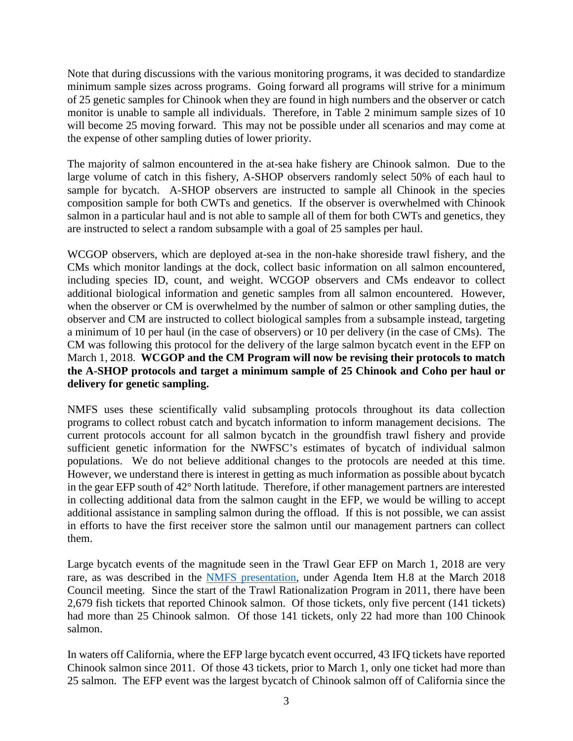Note that during discussions with the various monitoring programs, it was decided to standardize minimum sample sizes across programs. Going forward all programs will strive for a minimum of 25 genetic samples for Chinook when they are found in high numbers and the observer or catch monitor is unable to sample all individuals. Therefore, in Table 2 minimum sample sizes of 10 will become 25 moving forward. This may not be possible under all scenarios and may come at the expense of other sampling duties of lower priority.

The majority of salmon encountered in the at-sea hake fishery are Chinook salmon. Due to the large volume of catch in this fishery, A-SHOP observers randomly select 50% of each haul to sample for bycatch. A-SHOP observers are instructed to sample all Chinook in the species composition sample for both CWTs and genetics. If the observer is overwhelmed with Chinook salmon in a particular haul and is not able to sample all of them for both CWTs and genetics, they are instructed to select a random subsample with a goal of 25 samples per haul.

WCGOP observers, which are deployed at-sea in the non-hake shoreside trawl fishery, and the CMs which monitor landings at the dock, collect basic information on all salmon encountered, including species ID, count, and weight. WCGOP observers and CMs endeavor to collect additional biological information and genetic samples from all salmon encountered. However, when the observer or CM is overwhelmed by the number of salmon or other sampling duties, the observer and CM are instructed to collect biological samples from a subsample instead, targeting a minimum of 10 per haul (in the case of observers) or 10 per delivery (in the case of CMs). The CM was following this protocol for the delivery of the large salmon bycatch event in the EFP on March 1, 2018. **WCGOP and the CM Program will now be revising their protocols to match the A-SHOP protocols and target a minimum sample of 25 Chinook and Coho per haul or delivery for genetic sampling.**

NMFS uses these scientifically valid subsampling protocols throughout its data collection programs to collect robust catch and bycatch information to inform management decisions. The current protocols account for all salmon bycatch in the groundfish trawl fishery and provide sufficient genetic information for the NWFSC's estimates of bycatch of individual salmon populations. We do not believe additional changes to the protocols are needed at this time. However, we understand there is interest in getting as much information as possible about bycatch in the gear EFP south of 42° North latitude. Therefore, if other management partners are interested in collecting additional data from the salmon caught in the EFP, we would be willing to accept additional assistance in sampling salmon during the offload. If this is not possible, we can assist in efforts to have the first receiver store the salmon until our management partners can collect them.

Large bycatch events of the magnitude seen in the Trawl Gear EFP on March 1, 2018 are very rare, as was described in the NMFS presentation, under Agenda Item H.8 at the March 2018 Council meeting. Since the start of the Trawl Rationalization Program in 2011, there have been 2,679 fish tickets that reported Chinook salmon. Of those tickets, only five percent (141 tickets) had more than 25 Chinook salmon. Of those 141 tickets, only 22 had more than 100 Chinook salmon.

In waters off California, where the EFP large bycatch event occurred, 43 IFQ tickets have reported Chinook salmon since 2011. Of those 43 tickets, prior to March 1, only one ticket had more than 25 salmon. The EFP event was the largest bycatch of Chinook salmon off of California since the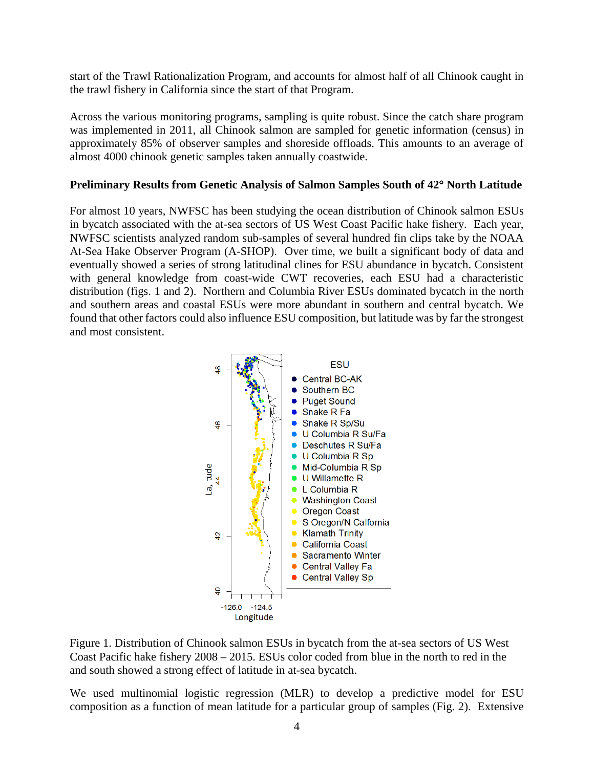start of the Trawl Rationalization Program, and accounts for almost half of all Chinook caught in the trawl fishery in California since the start of that Program.

Across the various monitoring programs, sampling is quite robust. Since the catch share program was implemented in 2011, all Chinook salmon are sampled for genetic information (census) in approximately 85% of observer samples and shoreside offloads. This amounts to an average of almost 4000 chinook genetic samples taken annually coastwide.

**Preliminary Results from Genetic Analysis of Salmon Samples South of 42° North Latitude**

For almost 10 years, NWFSC has been studying the ocean distribution of Chinook salmon ESUs in bycatch associated with the at-sea sectors of US West Coast Pacific hake fishery. Each year, NWFSC scientists analyzed random sub-samples of several hundred fin clips take by the NOAA At-Sea Hake Observer Program (A-SHOP). Over time, we built a significant body of data and eventually showed a series of strong latitudinal clines for ESU abundance in bycatch. Consistent with general knowledge from coast-wide CWT recoveries, each ESU had a characteristic distribution (figs. 1 and 2). Northern and Columbia River ESUs dominated bycatch in the north and southern areas and coastal ESUs were more abundant in southern and central bycatch. We found that other factors could also influence ESU composition, but latitude was by far the strongest and most consistent.

Figure 1. Distribution of Chinook salmon ESUs in bycatch from the at-sea sectors of US West Coast Pacific hake fishery 2008 – 2015. ESUs color coded from blue in the north to red in the and south showed a strong effect of latitude in at-sea bycatch.

We used multinomial logistic regression (MLR) to develop a predictive model for ESU composition as a function of mean latitude for a particular group of samples (Fig. 2). Extensive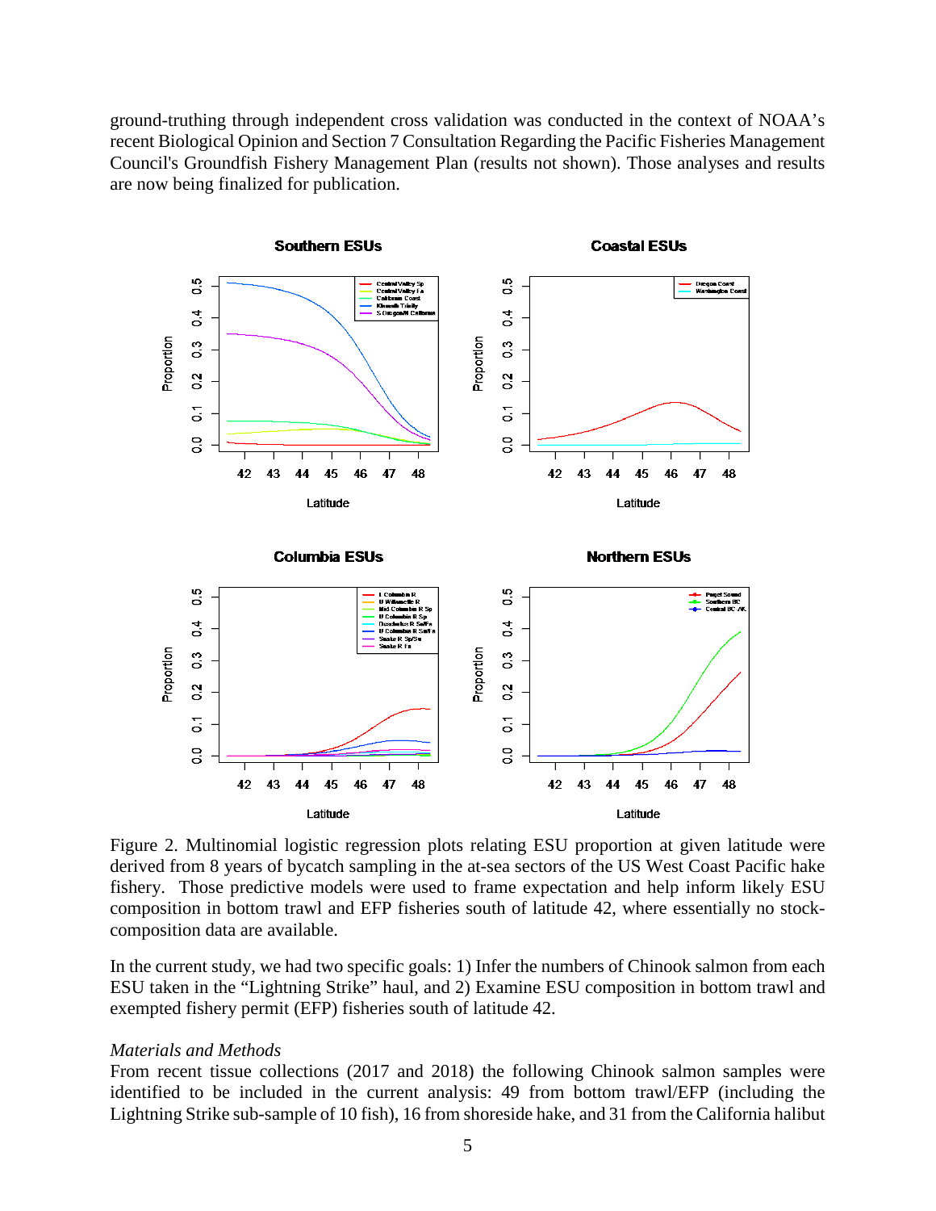ground-truthing through independent cross validation was conducted in the context of NOAA's recent Biological Opinion and Section 7 Consultation Regarding the Pacific Fisheries Management Council's Groundfish Fishery Management Plan (results not shown). Those analyses and results are now being finalized for publication.

Figure 2. Multinomial logistic regression plots relating ESU proportion at given latitude were derived from 8 years of bycatch sampling in the at-sea sectors of the US West Coast Pacific hake fishery. Those predictive models were used to frame expectation and help inform likely ESU composition in bottom trawl and EFP fisheries south of latitude 42, where essentially no stock-composition data are available.

In the current study, we had two specific goals: 1) Infer the numbers of Chinook salmon from each ESU taken in the "Lightning Strike" haul, and 2) Examine ESU composition in bottom trawl and exempted fishery permit (EFP) fisheries south of latitude 42.

*Materials and Methods*

From recent tissue collections (2017 and 2018) the following Chinook salmon samples were identified to be included in the current analysis: 49 from bottom trawl/EFP (including the Lightning Strike sub-sample of 10 fish), 16 from shoreside hake, and 31 from the California halibut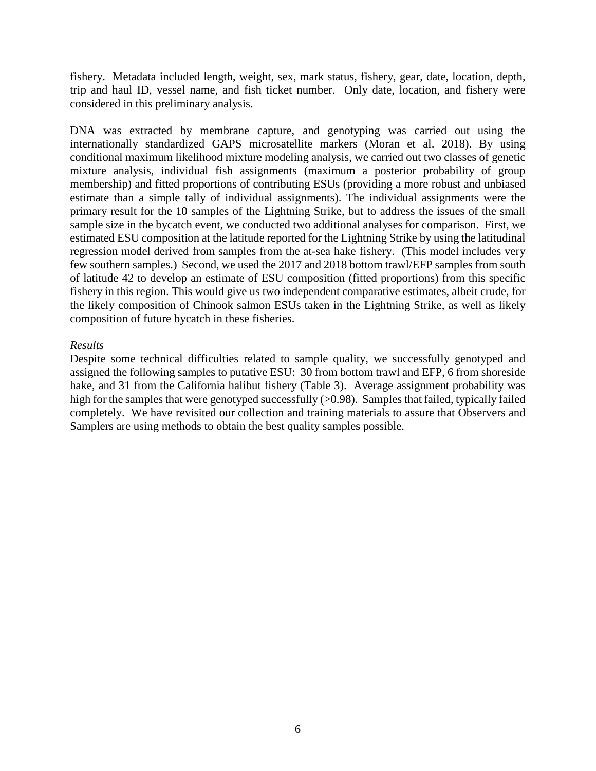fishery. Metadata included length, weight, sex, mark status, fishery, gear, date, location, depth, trip and haul ID, vessel name, and fish ticket number. Only date, location, and fishery were considered in this preliminary analysis.

DNA was extracted by membrane capture, and genotyping was carried out using the internationally standardized GAPS microsatellite markers (Moran et al. 2018). By using conditional maximum likelihood mixture modeling analysis, we carried out two classes of genetic mixture analysis, individual fish assignments (maximum a posterior probability of group membership) and fitted proportions of contributing ESUs (providing a more robust and unbiased estimate than a simple tally of individual assignments). The individual assignments were the primary result for the 10 samples of the Lightning Strike, but to address the issues of the small sample size in the bycatch event, we conducted two additional analyses for comparison. First, we estimated ESU composition at the latitude reported for the Lightning Strike by using the latitudinal regression model derived from samples from the at-sea hake fishery. (This model includes very few southern samples.) Second, we used the 2017 and 2018 bottom trawl/EFP samples from south of latitude 42 to develop an estimate of ESU composition (fitted proportions) from this specific fishery in this region. This would give us two independent comparative estimates, albeit crude, for the likely composition of Chinook salmon ESUs taken in the Lightning Strike, as well as likely composition of future bycatch in these fisheries.

*Results*

Despite some technical difficulties related to sample quality, we successfully genotyped and assigned the following samples to putative ESU: 30 from bottom trawl and EFP, 6 from shoreside hake, and 31 from the California halibut fishery (Table 3). Average assignment probability was high for the samples that were genotyped successfully (>0.98). Samples that failed, typically failed completely. We have revisited our collection and training materials to assure that Observers and Samplers are using methods to obtain the best quality samples possible.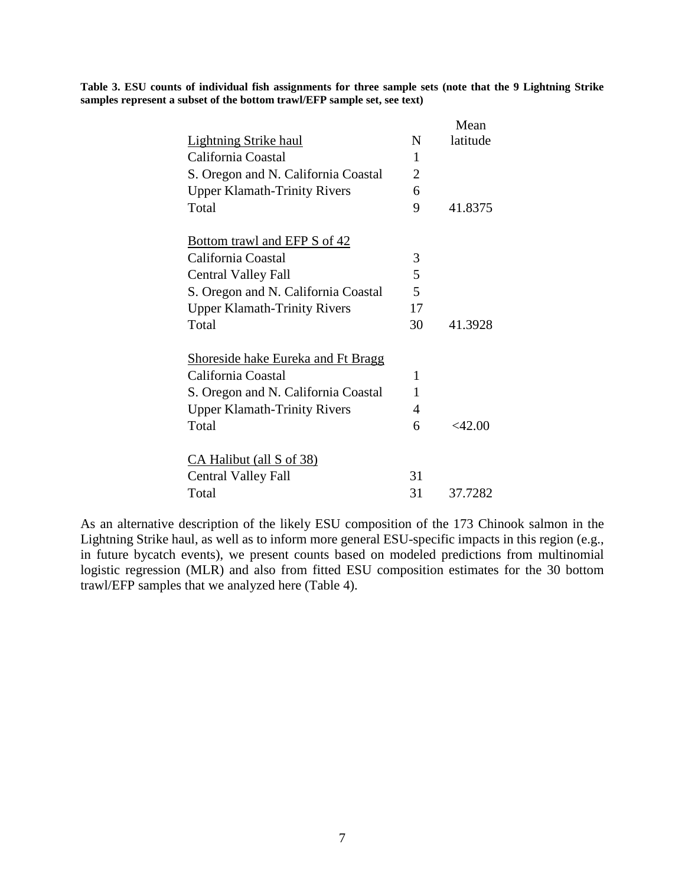**Table 3. ESU counts of individual fish assignments for three sample sets (note that the 9 Lightning Strike samples represent a subset of the bottom trawl/EFP sample set, see text)**

| | N | Mean latitude |
|---|---|---|
| Lightning Strike haul | | |
| California Coastal | 1 | |
| S. Oregon and N. California Coastal | 2 | |
| Upper Klamath-Trinity Rivers | 6 | |
| Total | 9 | 41.8375 |
| | | |
| Bottom trawl and EFP S of 42 | | |
| California Coastal | 3 | |
| Central Valley Fall | 5 | |
| S. Oregon and N. California Coastal | 5 | |
| Upper Klamath-Trinity Rivers | 17 | |
| Total | 30 | 41.3928 |
| | | |
| Shoreside hake Eureka and Ft Bragg | | |
| California Coastal | 1 | |
| S. Oregon and N. California Coastal | 1 | |
| Upper Klamath-Trinity Rivers | 4 | |
| Total | 6 | <42.00 |
| | | |
| CA Halibut (all S of 38) | | |
| Central Valley Fall | 31 | |
| Total | 31 | 37.7282 |

As an alternative description of the likely ESU composition of the 173 Chinook salmon in the Lightning Strike haul, as well as to inform more general ESU-specific impacts in this region (e.g., in future bycatch events), we present counts based on modeled predictions from multinomial logistic regression (MLR) and also from fitted ESU composition estimates for the 30 bottom trawl/EFP samples that we analyzed here (Table 4).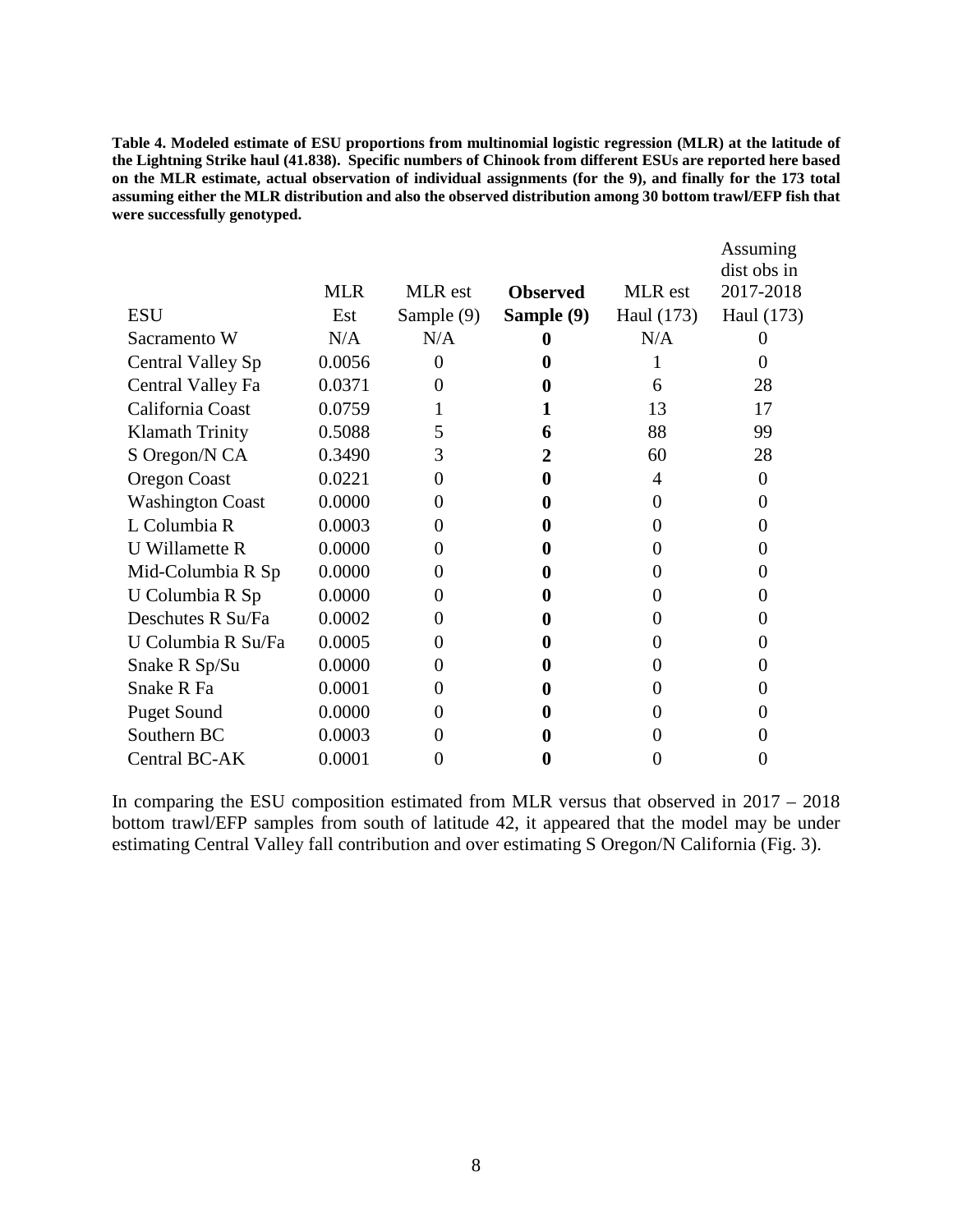**Table 4. Modeled estimate of ESU proportions from multinomial logistic regression (MLR) at the latitude of the Lightning Strike haul (41.838). Specific numbers of Chinook from different ESUs are reported here based on the MLR estimate, actual observation of individual assignments (for the 9), and finally for the 173 total assuming either the MLR distribution and also the observed distribution among 30 bottom trawl/EFP fish that were successfully genotyped.**

| ESU | MLR Est | MLR est Sample (9) | **Observed Sample (9)** | MLR est Haul (173) | Assuming dist obs in 2017-2018 Haul (173) |
|---|---|---|---|---|---|
| Sacramento W | N/A | N/A | **0** | N/A | 0 |
| Central Valley Sp | 0.0056 | 0 | **0** | 1 | 0 |
| Central Valley Fa | 0.0371 | 0 | **0** | 6 | 28 |
| California Coast | 0.0759 | 1 | **1** | 13 | 17 |
| Klamath Trinity | 0.5088 | 5 | **6** | 88 | 99 |
| S Oregon/N CA | 0.3490 | 3 | **2** | 60 | 28 |
| Oregon Coast | 0.0221 | 0 | **0** | 4 | 0 |
| Washington Coast | 0.0000 | 0 | **0** | 0 | 0 |
| L Columbia R | 0.0003 | 0 | **0** | 0 | 0 |
| U Willamette R | 0.0000 | 0 | **0** | 0 | 0 |
| Mid-Columbia R Sp | 0.0000 | 0 | **0** | 0 | 0 |
| U Columbia R Sp | 0.0000 | 0 | **0** | 0 | 0 |
| Deschutes R Su/Fa | 0.0002 | 0 | **0** | 0 | 0 |
| U Columbia R Su/Fa | 0.0005 | 0 | **0** | 0 | 0 |
| Snake R Sp/Su | 0.0000 | 0 | **0** | 0 | 0 |
| Snake R Fa | 0.0001 | 0 | **0** | 0 | 0 |
| Puget Sound | 0.0000 | 0 | **0** | 0 | 0 |
| Southern BC | 0.0003 | 0 | **0** | 0 | 0 |
| Central BC-AK | 0.0001 | 0 | **0** | 0 | 0 |

In comparing the ESU composition estimated from MLR versus that observed in 2017 – 2018 bottom trawl/EFP samples from south of latitude 42, it appeared that the model may be under estimating Central Valley fall contribution and over estimating S Oregon/N California (Fig. 3).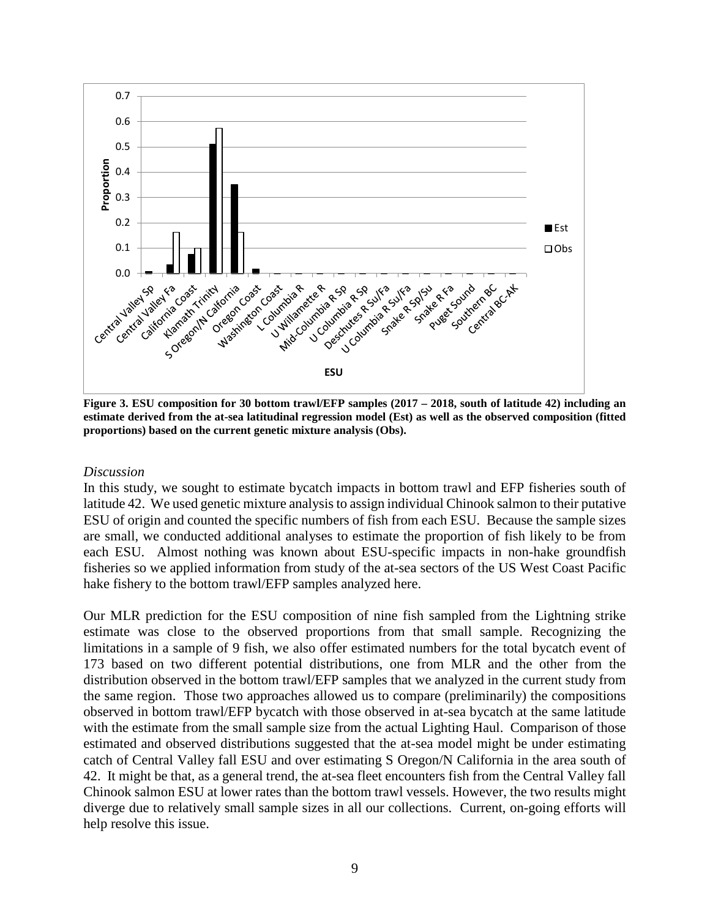**Figure 3. ESU composition for 30 bottom trawl/EFP samples (2017 – 2018, south of latitude 42) including an estimate derived from the at-sea latitudinal regression model (Est) as well as the observed composition (fitted proportions) based on the current genetic mixture analysis (Obs).**

*Discussion*

In this study, we sought to estimate bycatch impacts in bottom trawl and EFP fisheries south of latitude 42. We used genetic mixture analysis to assign individual Chinook salmon to their putative ESU of origin and counted the specific numbers of fish from each ESU. Because the sample sizes are small, we conducted additional analyses to estimate the proportion of fish likely to be from each ESU. Almost nothing was known about ESU-specific impacts in non-hake groundfish fisheries so we applied information from study of the at-sea sectors of the US West Coast Pacific hake fishery to the bottom trawl/EFP samples analyzed here.

Our MLR prediction for the ESU composition of nine fish sampled from the Lightning strike estimate was close to the observed proportions from that small sample. Recognizing the limitations in a sample of 9 fish, we also offer estimated numbers for the total bycatch event of 173 based on two different potential distributions, one from MLR and the other from the distribution observed in the bottom trawl/EFP samples that we analyzed in the current study from the same region. Those two approaches allowed us to compare (preliminarily) the compositions observed in bottom trawl/EFP bycatch with those observed in at-sea bycatch at the same latitude with the estimate from the small sample size from the actual Lighting Haul. Comparison of those estimated and observed distributions suggested that the at-sea model might be under estimating catch of Central Valley fall ESU and over estimating S Oregon/N California in the area south of 42. It might be that, as a general trend, the at-sea fleet encounters fish from the Central Valley fall Chinook salmon ESU at lower rates than the bottom trawl vessels. However, the two results might diverge due to relatively small sample sizes in all our collections. Current, on-going efforts will help resolve this issue.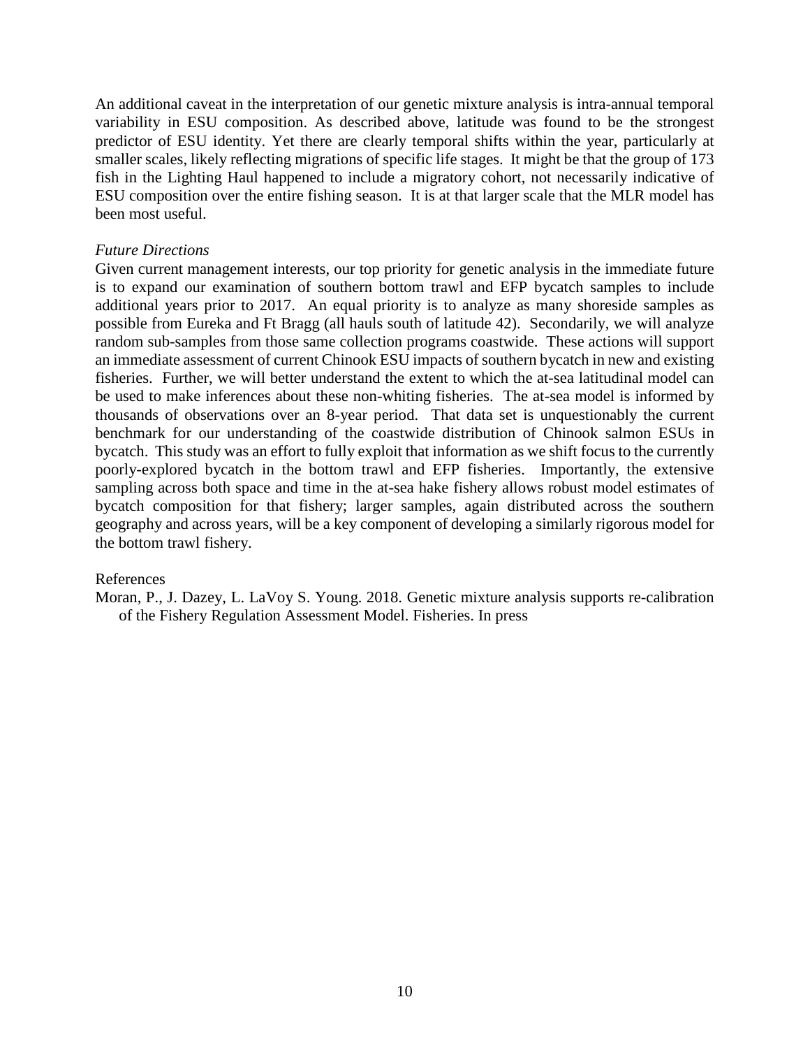An additional caveat in the interpretation of our genetic mixture analysis is intra-annual temporal variability in ESU composition. As described above, latitude was found to be the strongest predictor of ESU identity. Yet there are clearly temporal shifts within the year, particularly at smaller scales, likely reflecting migrations of specific life stages. It might be that the group of 173 fish in the Lighting Haul happened to include a migratory cohort, not necessarily indicative of ESU composition over the entire fishing season. It is at that larger scale that the MLR model has been most useful.

*Future Directions*

Given current management interests, our top priority for genetic analysis in the immediate future is to expand our examination of southern bottom trawl and EFP bycatch samples to include additional years prior to 2017. An equal priority is to analyze as many shoreside samples as possible from Eureka and Ft Bragg (all hauls south of latitude 42). Secondarily, we will analyze random sub-samples from those same collection programs coastwide. These actions will support an immediate assessment of current Chinook ESU impacts of southern bycatch in new and existing fisheries. Further, we will better understand the extent to which the at-sea latitudinal model can be used to make inferences about these non-whiting fisheries. The at-sea model is informed by thousands of observations over an 8-year period. That data set is unquestionably the current benchmark for our understanding of the coastwide distribution of Chinook salmon ESUs in bycatch. This study was an effort to fully exploit that information as we shift focus to the currently poorly-explored bycatch in the bottom trawl and EFP fisheries. Importantly, the extensive sampling across both space and time in the at-sea hake fishery allows robust model estimates of bycatch composition for that fishery; larger samples, again distributed across the southern geography and across years, will be a key component of developing a similarly rigorous model for the bottom trawl fishery.

References

Moran, P., J. Dazey, L. LaVoy S. Young. 2018. Genetic mixture analysis supports re-calibration of the Fishery Regulation Assessment Model. Fisheries. In press